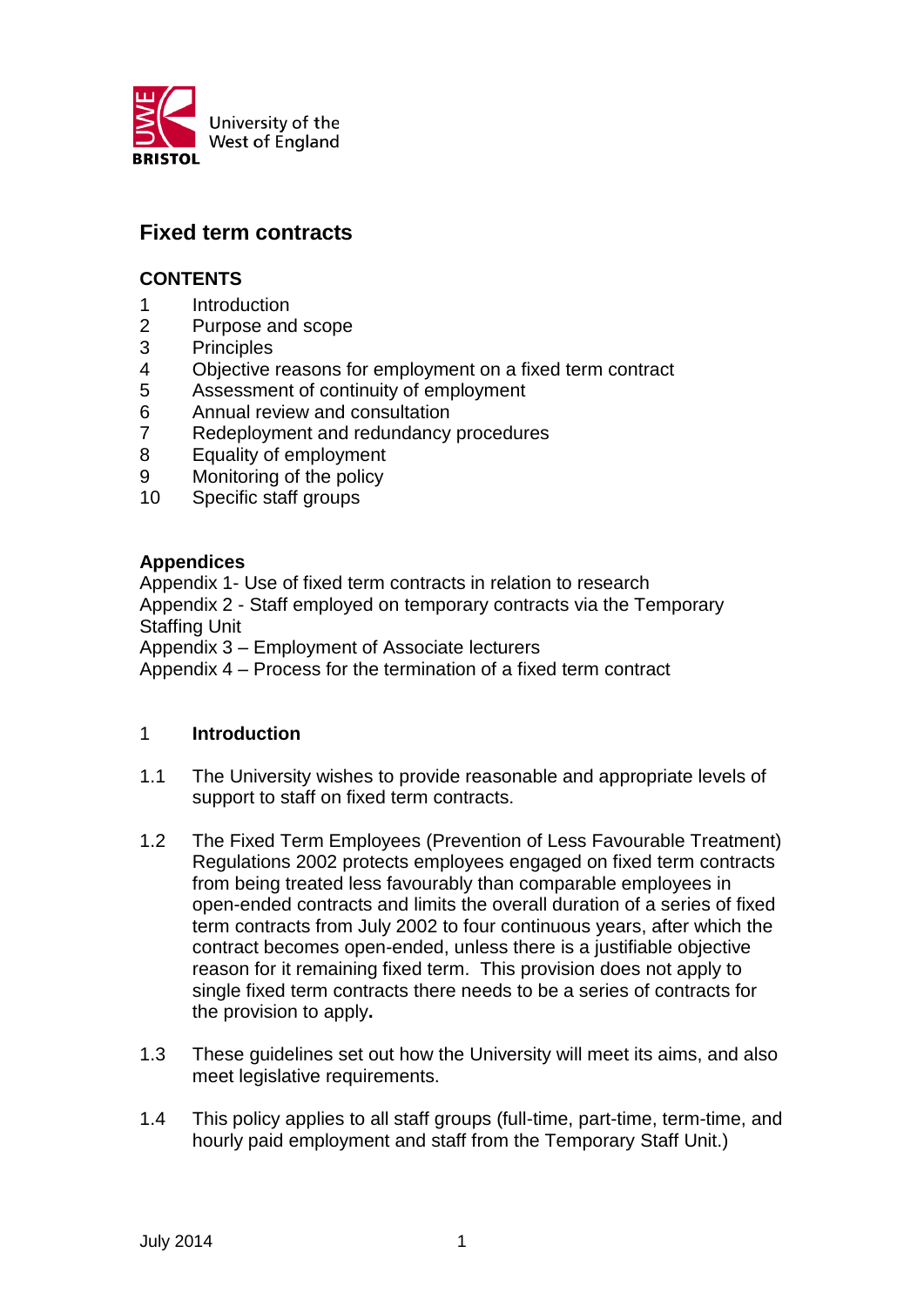University of the West of England

BRISTOL

# Fixed term contracts

## CONTENTS

1 Introduction
2 Purpose and scope
3 Principles
4 Objective reasons for employment on a fixed term contract
5 Assessment of continuity of employment
6 Annual review and consultation
7 Redeployment and redundancy procedures
8 Equality of employment
9 Monitoring of the policy
10 Specific staff groups

## Appendices

Appendix 1- Use of fixed term contracts in relation to research
Appendix 2 - Staff employed on temporary contracts via the Temporary Staffing Unit
Appendix 3 – Employment of Associate lecturers
Appendix 4 – Process for the termination of a fixed term contract

## 1 Introduction

1.1 The University wishes to provide reasonable and appropriate levels of support to staff on fixed term contracts.

1.2 The Fixed Term Employees (Prevention of Less Favourable Treatment) Regulations 2002 protects employees engaged on fixed term contracts from being treated less favourably than comparable employees in open-ended contracts and limits the overall duration of a series of fixed term contracts from July 2002 to four continuous years, after which the contract becomes open-ended, unless there is a justifiable objective reason for it remaining fixed term. This provision does not apply to single fixed term contracts there needs to be a series of contracts for the provision to apply**.**

1.3 These guidelines set out how the University will meet its aims, and also meet legislative requirements.

1.4 This policy applies to all staff groups (full-time, part-time, term-time, and hourly paid employment and staff from the Temporary Staff Unit.)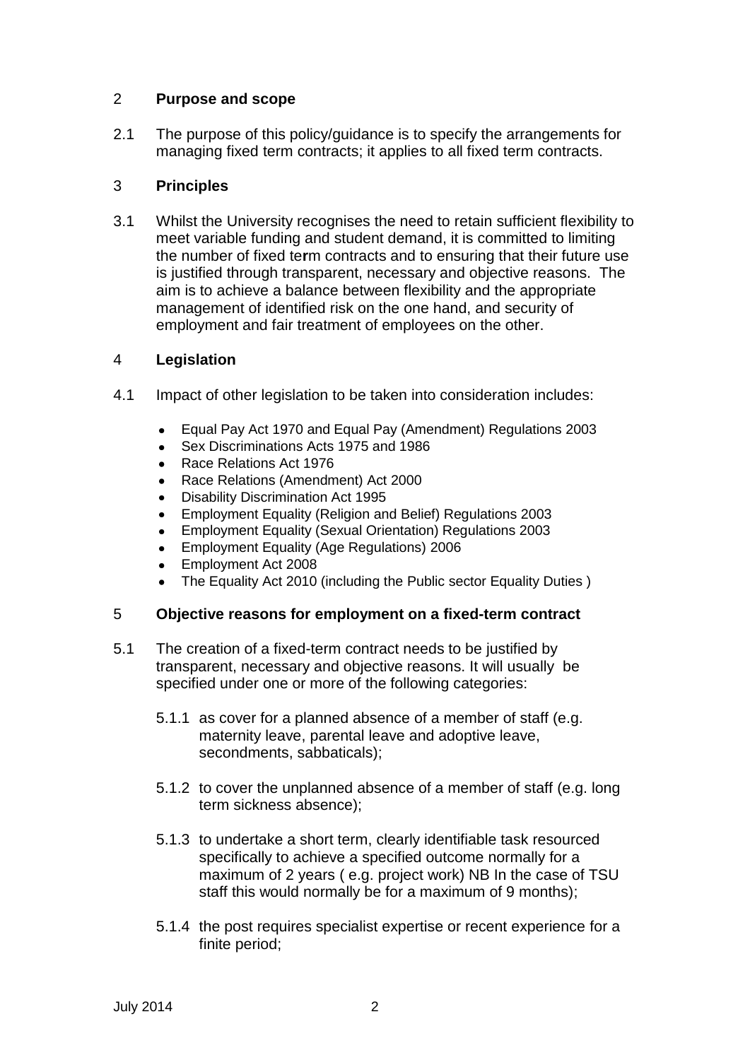## 2 Purpose and scope

2.1 The purpose of this policy/guidance is to specify the arrangements for managing fixed term contracts; it applies to all fixed term contracts.

## 3 Principles

3.1 Whilst the University recognises the need to retain sufficient flexibility to meet variable funding and student demand, it is committed to limiting the number of fixed term contracts and to ensuring that their future use is justified through transparent, necessary and objective reasons. The aim is to achieve a balance between flexibility and the appropriate management of identified risk on the one hand, and security of employment and fair treatment of employees on the other.

## 4 Legislation

4.1 Impact of other legislation to be taken into consideration includes:

- Equal Pay Act 1970 and Equal Pay (Amendment) Regulations 2003
- Sex Discriminations Acts 1975 and 1986
- Race Relations Act 1976
- Race Relations (Amendment) Act 2000
- Disability Discrimination Act 1995
- Employment Equality (Religion and Belief) Regulations 2003
- Employment Equality (Sexual Orientation) Regulations 2003
- Employment Equality (Age Regulations) 2006
- Employment Act 2008
- The Equality Act 2010 (including the Public sector Equality Duties )

## 5 Objective reasons for employment on a fixed-term contract

5.1 The creation of a fixed-term contract needs to be justified by transparent, necessary and objective reasons. It will usually be specified under one or more of the following categories:

5.1.1 as cover for a planned absence of a member of staff (e.g. maternity leave, parental leave and adoptive leave, secondments, sabbaticals);

5.1.2 to cover the unplanned absence of a member of staff (e.g. long term sickness absence);

5.1.3 to undertake a short term, clearly identifiable task resourced specifically to achieve a specified outcome normally for a maximum of 2 years ( e.g. project work) NB In the case of TSU staff this would normally be for a maximum of 9 months);

5.1.4 the post requires specialist expertise or recent experience for a finite period;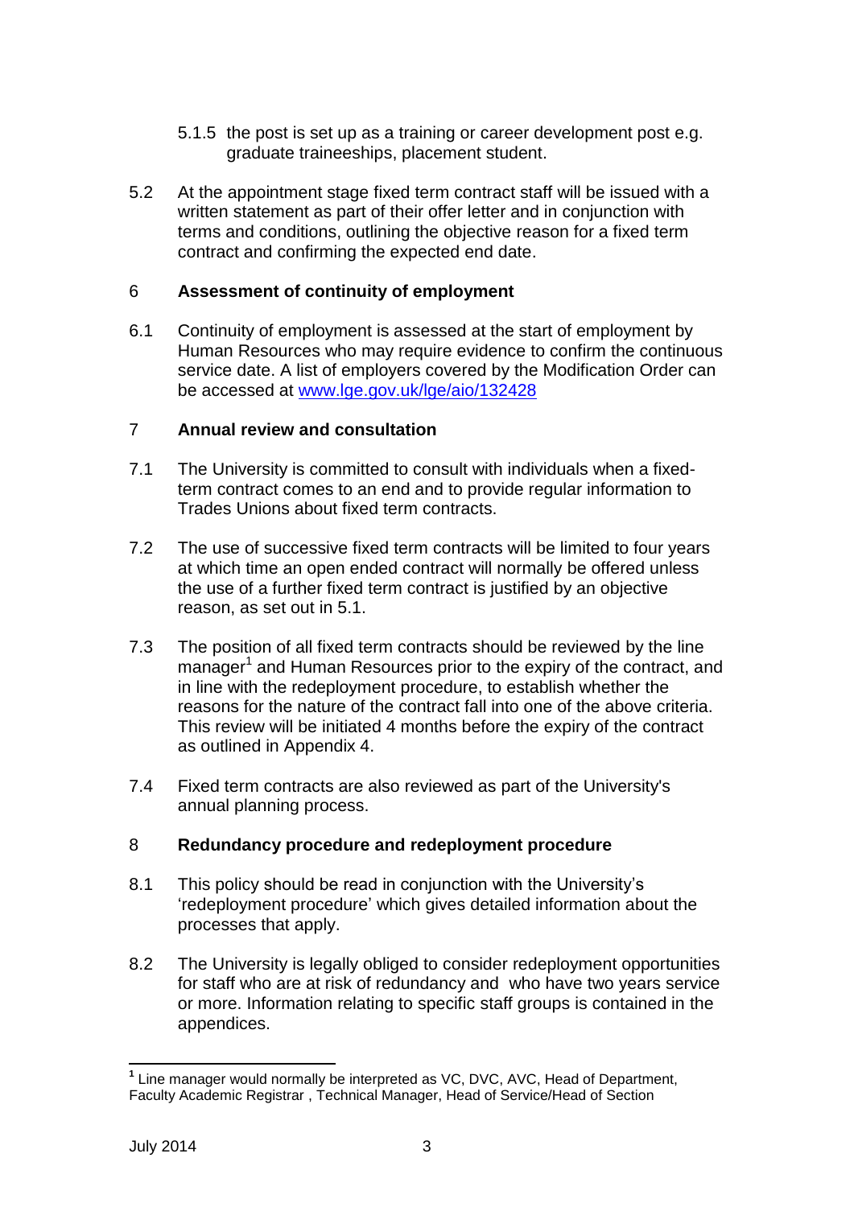5.1.5 the post is set up as a training or career development post e.g. graduate traineeships, placement student.

5.2 At the appointment stage fixed term contract staff will be issued with a written statement as part of their offer letter and in conjunction with terms and conditions, outlining the objective reason for a fixed term contract and confirming the expected end date.

## 6 Assessment of continuity of employment

6.1 Continuity of employment is assessed at the start of employment by Human Resources who may require evidence to confirm the continuous service date. A list of employers covered by the Modification Order can be accessed at [www.lge.gov.uk/lge/aio/132428](www.lge.gov.uk/lge/aio/132428)

## 7 Annual review and consultation

7.1 The University is committed to consult with individuals when a fixed-term contract comes to an end and to provide regular information to Trades Unions about fixed term contracts.

7.2 The use of successive fixed term contracts will be limited to four years at which time an open ended contract will normally be offered unless the use of a further fixed term contract is justified by an objective reason, as set out in 5.1.

7.3 The position of all fixed term contracts should be reviewed by the line manager[1] and Human Resources prior to the expiry of the contract, and in line with the redeployment procedure, to establish whether the reasons for the nature of the contract fall into one of the above criteria. This review will be initiated 4 months before the expiry of the contract as outlined in Appendix 4.

7.4 Fixed term contracts are also reviewed as part of the University's annual planning process.

## 8 Redundancy procedure and redeployment procedure

8.1 This policy should be read in conjunction with the University's 'redeployment procedure' which gives detailed information about the processes that apply.

8.2 The University is legally obliged to consider redeployment opportunities for staff who are at risk of redundancy and who have two years service or more. Information relating to specific staff groups is contained in the appendices.

---

[1] Line manager would normally be interpreted as VC, DVC, AVC, Head of Department, Faculty Academic Registrar , Technical Manager, Head of Service/Head of Section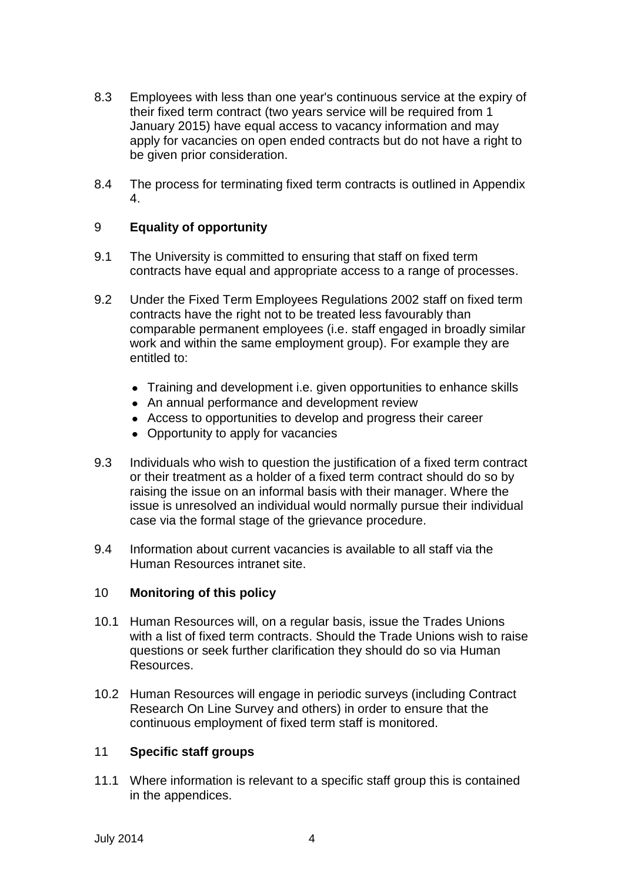8.3 Employees with less than one year's continuous service at the expiry of their fixed term contract (two years service will be required from 1 January 2015) have equal access to vacancy information and may apply for vacancies on open ended contracts but do not have a right to be given prior consideration.

8.4 The process for terminating fixed term contracts is outlined in Appendix 4.

## 9 Equality of opportunity

9.1 The University is committed to ensuring that staff on fixed term contracts have equal and appropriate access to a range of processes.

9.2 Under the Fixed Term Employees Regulations 2002 staff on fixed term contracts have the right not to be treated less favourably than comparable permanent employees (i.e. staff engaged in broadly similar work and within the same employment group). For example they are entitled to:

- Training and development i.e. given opportunities to enhance skills
- An annual performance and development review
- Access to opportunities to develop and progress their career
- Opportunity to apply for vacancies

9.3 Individuals who wish to question the justification of a fixed term contract or their treatment as a holder of a fixed term contract should do so by raising the issue on an informal basis with their manager. Where the issue is unresolved an individual would normally pursue their individual case via the formal stage of the grievance procedure.

9.4 Information about current vacancies is available to all staff via the Human Resources intranet site.

## 10 Monitoring of this policy

10.1 Human Resources will, on a regular basis, issue the Trades Unions with a list of fixed term contracts. Should the Trade Unions wish to raise questions or seek further clarification they should do so via Human Resources.

10.2 Human Resources will engage in periodic surveys (including Contract Research On Line Survey and others) in order to ensure that the continuous employment of fixed term staff is monitored.

## 11 Specific staff groups

11.1 Where information is relevant to a specific staff group this is contained in the appendices.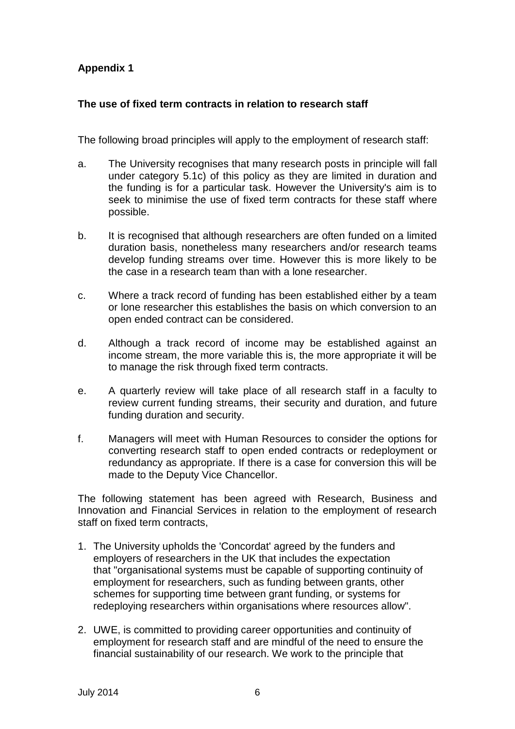**Appendix 1**

**The use of fixed term contracts in relation to research staff**

The following broad principles will apply to the employment of research staff:

a. The University recognises that many research posts in principle will fall under category 5.1c) of this policy as they are limited in duration and the funding is for a particular task. However the University's aim is to seek to minimise the use of fixed term contracts for these staff where possible.

b. It is recognised that although researchers are often funded on a limited duration basis, nonetheless many researchers and/or research teams develop funding streams over time. However this is more likely to be the case in a research team than with a lone researcher.

c. Where a track record of funding has been established either by a team or lone researcher this establishes the basis on which conversion to an open ended contract can be considered.

d. Although a track record of income may be established against an income stream, the more variable this is, the more appropriate it will be to manage the risk through fixed term contracts.

e. A quarterly review will take place of all research staff in a faculty to review current funding streams, their security and duration, and future funding duration and security.

f. Managers will meet with Human Resources to consider the options for converting research staff to open ended contracts or redeployment or redundancy as appropriate. If there is a case for conversion this will be made to the Deputy Vice Chancellor.

The following statement has been agreed with Research, Business and Innovation and Financial Services in relation to the employment of research staff on fixed term contracts,

1. The University upholds the 'Concordat' agreed by the funders and employers of researchers in the UK that includes the expectation that "organisational systems must be capable of supporting continuity of employment for researchers, such as funding between grants, other schemes for supporting time between grant funding, or systems for redeploying researchers within organisations where resources allow".

2. UWE, is committed to providing career opportunities and continuity of employment for research staff and are mindful of the need to ensure the financial sustainability of our research. We work to the principle that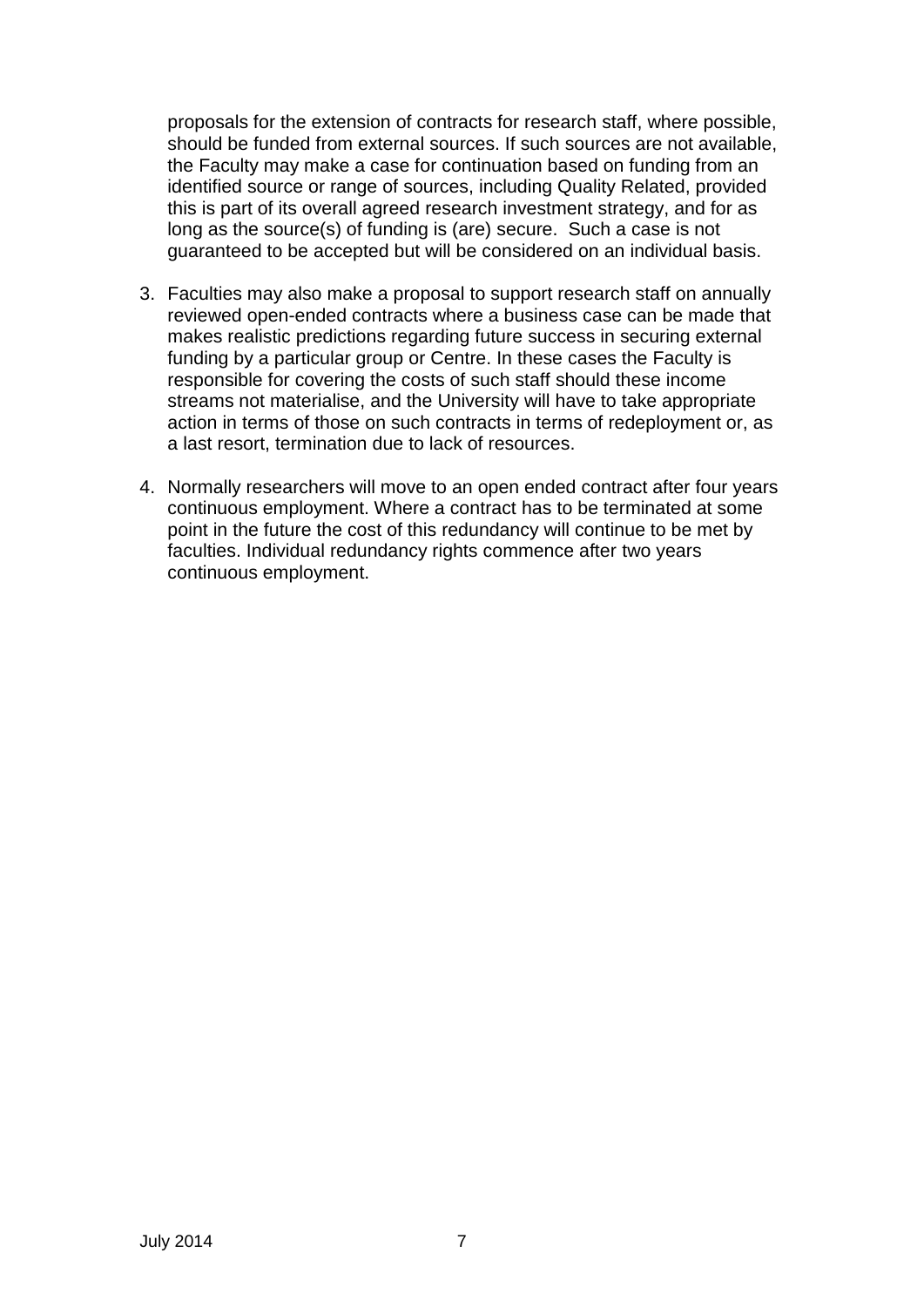proposals for the extension of contracts for research staff, where possible, should be funded from external sources. If such sources are not available, the Faculty may make a case for continuation based on funding from an identified source or range of sources, including Quality Related, provided this is part of its overall agreed research investment strategy, and for as long as the source(s) of funding is (are) secure. Such a case is not guaranteed to be accepted but will be considered on an individual basis.

3. Faculties may also make a proposal to support research staff on annually reviewed open-ended contracts where a business case can be made that makes realistic predictions regarding future success in securing external funding by a particular group or Centre. In these cases the Faculty is responsible for covering the costs of such staff should these income streams not materialise, and the University will have to take appropriate action in terms of those on such contracts in terms of redeployment or, as a last resort, termination due to lack of resources.

4. Normally researchers will move to an open ended contract after four years continuous employment. Where a contract has to be terminated at some point in the future the cost of this redundancy will continue to be met by faculties. Individual redundancy rights commence after two years continuous employment.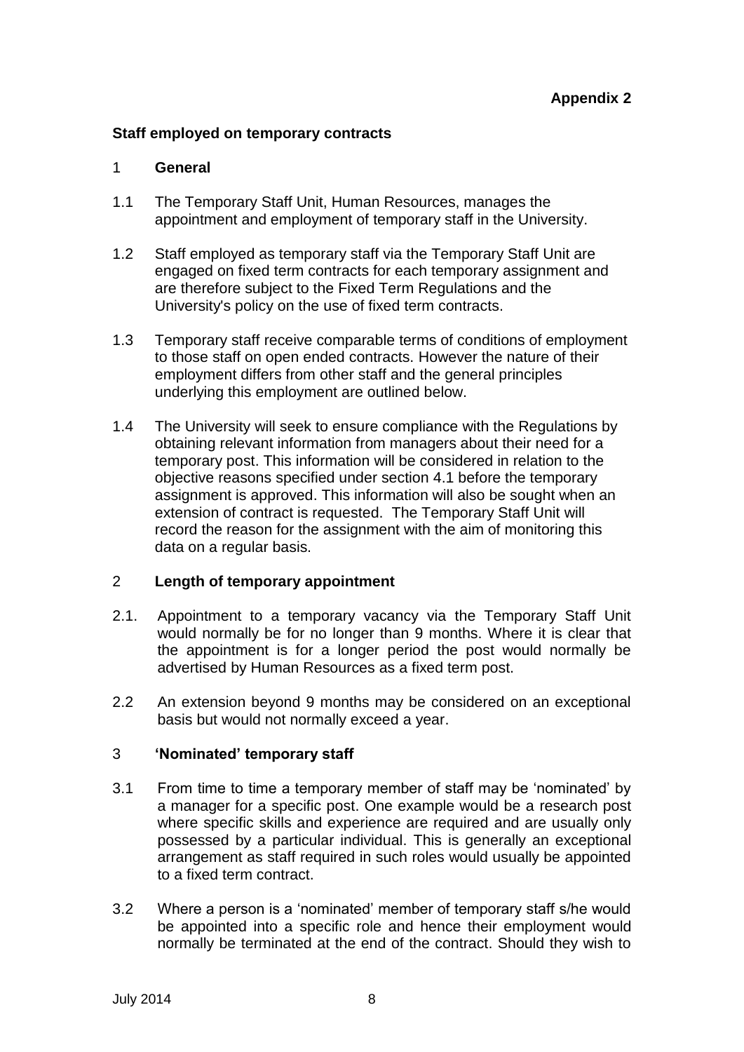**Appendix 2**

**Staff employed on temporary contracts**

## 1 General

1.1 The Temporary Staff Unit, Human Resources, manages the appointment and employment of temporary staff in the University.

1.2 Staff employed as temporary staff via the Temporary Staff Unit are engaged on fixed term contracts for each temporary assignment and are therefore subject to the Fixed Term Regulations and the University's policy on the use of fixed term contracts.

1.3 Temporary staff receive comparable terms of conditions of employment to those staff on open ended contracts. However the nature of their employment differs from other staff and the general principles underlying this employment are outlined below.

1.4 The University will seek to ensure compliance with the Regulations by obtaining relevant information from managers about their need for a temporary post. This information will be considered in relation to the objective reasons specified under section 4.1 before the temporary assignment is approved. This information will also be sought when an extension of contract is requested. The Temporary Staff Unit will record the reason for the assignment with the aim of monitoring this data on a regular basis.

## 2 Length of temporary appointment

2.1. Appointment to a temporary vacancy via the Temporary Staff Unit would normally be for no longer than 9 months. Where it is clear that the appointment is for a longer period the post would normally be advertised by Human Resources as a fixed term post.

2.2 An extension beyond 9 months may be considered on an exceptional basis but would not normally exceed a year.

## 3 'Nominated' temporary staff

3.1 From time to time a temporary member of staff may be 'nominated' by a manager for a specific post. One example would be a research post where specific skills and experience are required and are usually only possessed by a particular individual. This is generally an exceptional arrangement as staff required in such roles would usually be appointed to a fixed term contract.

3.2 Where a person is a 'nominated' member of temporary staff s/he would be appointed into a specific role and hence their employment would normally be terminated at the end of the contract. Should they wish to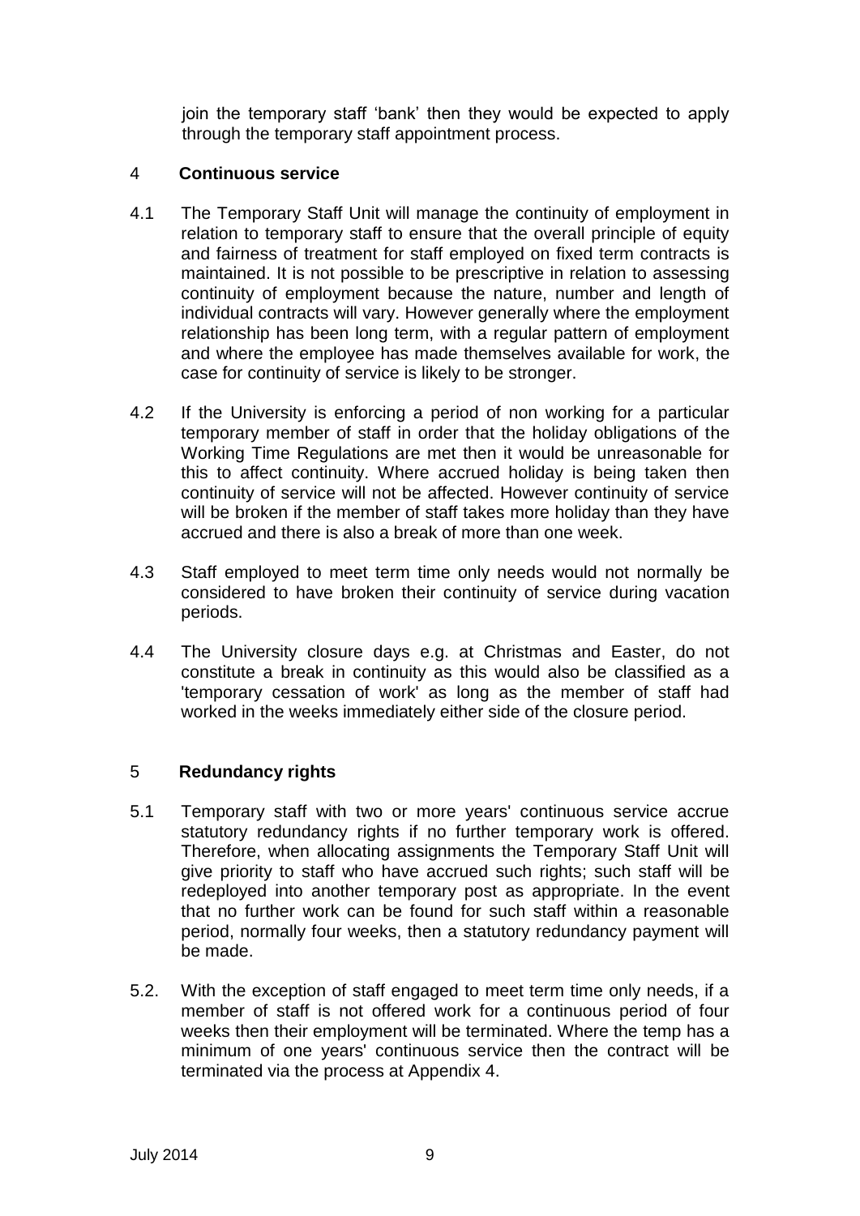join the temporary staff 'bank' then they would be expected to apply through the temporary staff appointment process.

## 4 Continuous service

4.1 The Temporary Staff Unit will manage the continuity of employment in relation to temporary staff to ensure that the overall principle of equity and fairness of treatment for staff employed on fixed term contracts is maintained. It is not possible to be prescriptive in relation to assessing continuity of employment because the nature, number and length of individual contracts will vary. However generally where the employment relationship has been long term, with a regular pattern of employment and where the employee has made themselves available for work, the case for continuity of service is likely to be stronger.

4.2 If the University is enforcing a period of non working for a particular temporary member of staff in order that the holiday obligations of the Working Time Regulations are met then it would be unreasonable for this to affect continuity. Where accrued holiday is being taken then continuity of service will not be affected. However continuity of service will be broken if the member of staff takes more holiday than they have accrued and there is also a break of more than one week.

4.3 Staff employed to meet term time only needs would not normally be considered to have broken their continuity of service during vacation periods.

4.4 The University closure days e.g. at Christmas and Easter, do not constitute a break in continuity as this would also be classified as a 'temporary cessation of work' as long as the member of staff had worked in the weeks immediately either side of the closure period.

## 5 Redundancy rights

5.1 Temporary staff with two or more years' continuous service accrue statutory redundancy rights if no further temporary work is offered. Therefore, when allocating assignments the Temporary Staff Unit will give priority to staff who have accrued such rights; such staff will be redeployed into another temporary post as appropriate. In the event that no further work can be found for such staff within a reasonable period, normally four weeks, then a statutory redundancy payment will be made.

5.2. With the exception of staff engaged to meet term time only needs, if a member of staff is not offered work for a continuous period of four weeks then their employment will be terminated. Where the temp has a minimum of one years' continuous service then the contract will be terminated via the process at Appendix 4.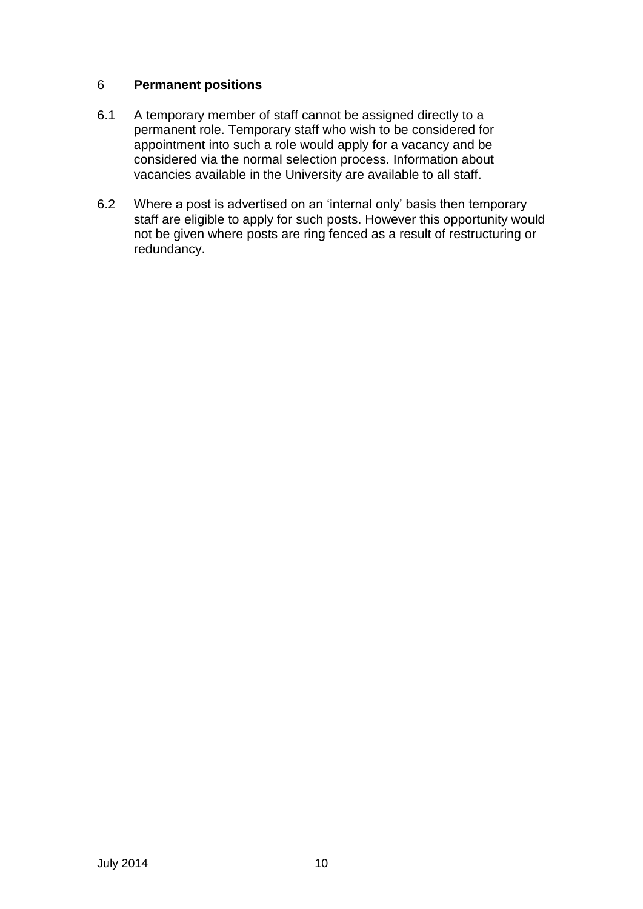## 6 Permanent positions

6.1 A temporary member of staff cannot be assigned directly to a permanent role. Temporary staff who wish to be considered for appointment into such a role would apply for a vacancy and be considered via the normal selection process. Information about vacancies available in the University are available to all staff.

6.2 Where a post is advertised on an 'internal only' basis then temporary staff are eligible to apply for such posts. However this opportunity would not be given where posts are ring fenced as a result of restructuring or redundancy.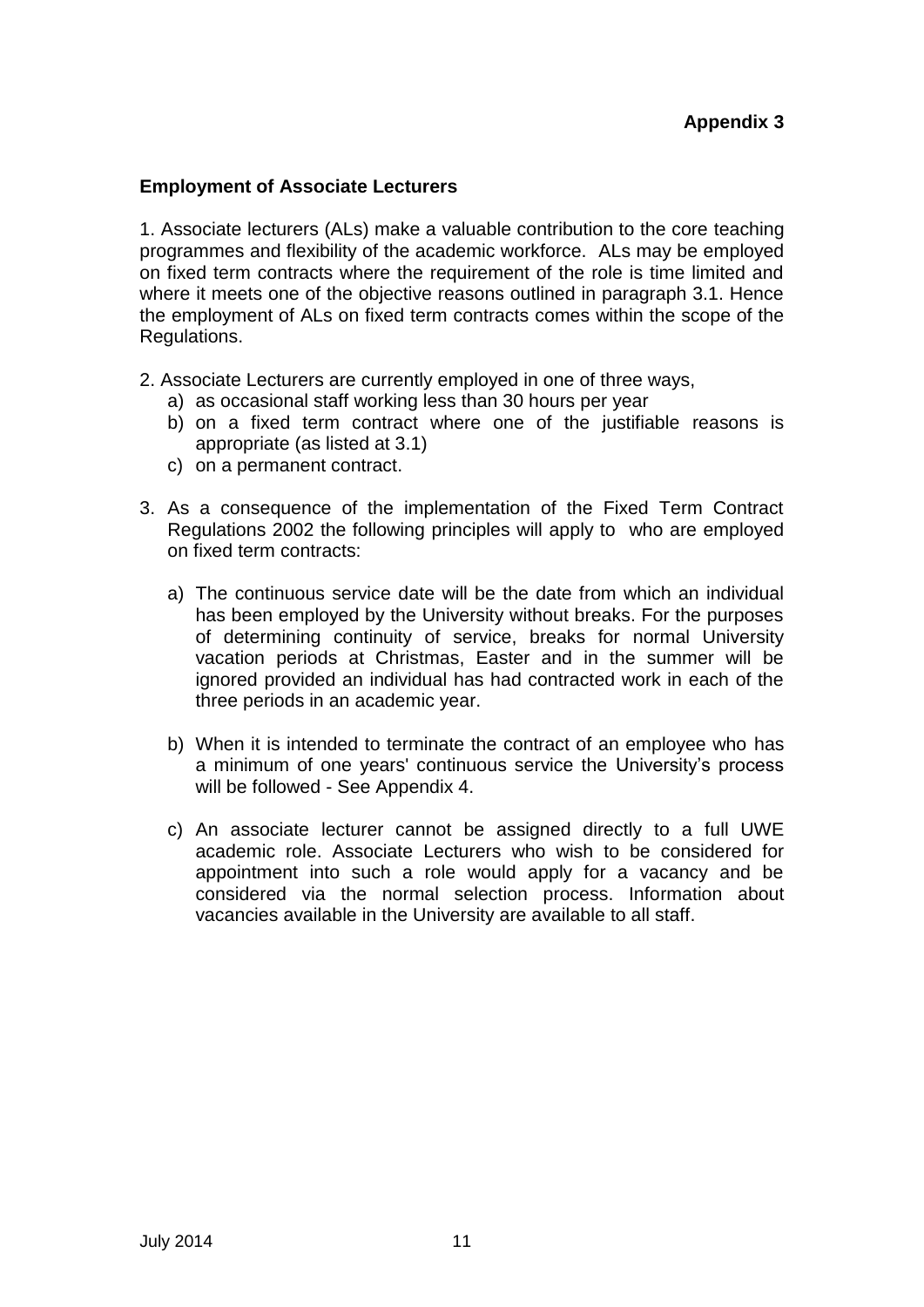**Appendix 3**

**Employment of Associate Lecturers**

1. Associate lecturers (ALs) make a valuable contribution to the core teaching programmes and flexibility of the academic workforce. ALs may be employed on fixed term contracts where the requirement of the role is time limited and where it meets one of the objective reasons outlined in paragraph 3.1. Hence the employment of ALs on fixed term contracts comes within the scope of the Regulations.

2. Associate Lecturers are currently employed in one of three ways,
   a) as occasional staff working less than 30 hours per year
   b) on a fixed term contract where one of the justifiable reasons is appropriate (as listed at 3.1)
   c) on a permanent contract.

3. As a consequence of the implementation of the Fixed Term Contract Regulations 2002 the following principles will apply to who are employed on fixed term contracts:

   a) The continuous service date will be the date from which an individual has been employed by the University without breaks. For the purposes of determining continuity of service, breaks for normal University vacation periods at Christmas, Easter and in the summer will be ignored provided an individual has had contracted work in each of the three periods in an academic year.

   b) When it is intended to terminate the contract of an employee who has a minimum of one years' continuous service the University's process will be followed - See Appendix 4.

   c) An associate lecturer cannot be assigned directly to a full UWE academic role. Associate Lecturers who wish to be considered for appointment into such a role would apply for a vacancy and be considered via the normal selection process. Information about vacancies available in the University are available to all staff.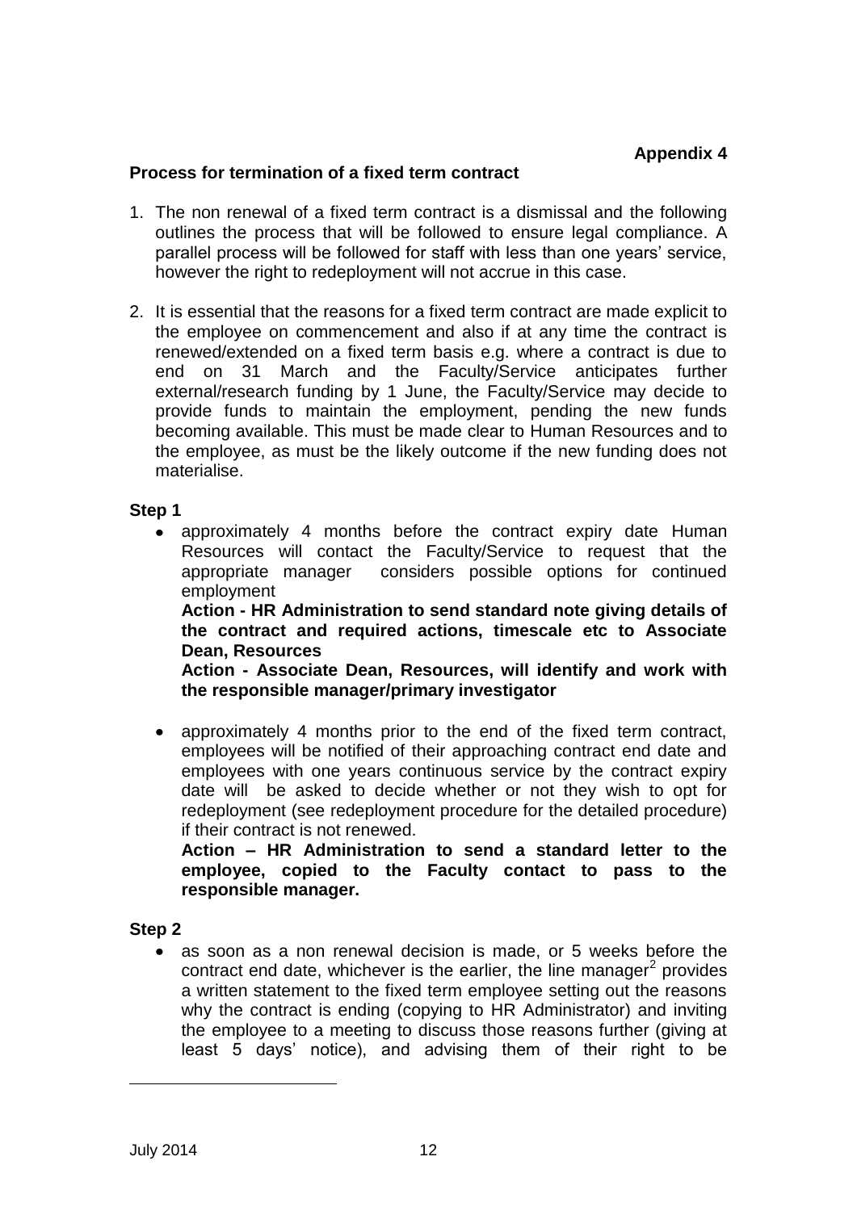**Appendix 4**

**Process for termination of a fixed term contract**

1. The non renewal of a fixed term contract is a dismissal and the following outlines the process that will be followed to ensure legal compliance. A parallel process will be followed for staff with less than one years' service, however the right to redeployment will not accrue in this case.

2. It is essential that the reasons for a fixed term contract are made explicit to the employee on commencement and also if at any time the contract is renewed/extended on a fixed term basis e.g. where a contract is due to end on 31 March and the Faculty/Service anticipates further external/research funding by 1 June, the Faculty/Service may decide to provide funds to maintain the employment, pending the new funds becoming available. This must be made clear to Human Resources and to the employee, as must be the likely outcome if the new funding does not materialise.

**Step 1**

- approximately 4 months before the contract expiry date Human Resources will contact the Faculty/Service to request that the appropriate manager considers possible options for continued employment
  **Action - HR Administration to send standard note giving details of the contract and required actions, timescale etc to Associate Dean, Resources**
  **Action - Associate Dean, Resources, will identify and work with the responsible manager/primary investigator**

- approximately 4 months prior to the end of the fixed term contract, employees will be notified of their approaching contract end date and employees with one years continuous service by the contract expiry date will be asked to decide whether or not they wish to opt for redeployment (see redeployment procedure for the detailed procedure) if their contract is not renewed.
  **Action – HR Administration to send a standard letter to the employee, copied to the Faculty contact to pass to the responsible manager.**

**Step 2**

- as soon as a non renewal decision is made, or 5 weeks before the contract end date, whichever is the earlier, the line manager[2] provides a written statement to the fixed term employee setting out the reasons why the contract is ending (copying to HR Administrator) and inviting the employee to a meeting to discuss those reasons further (giving at least 5 days' notice), and advising them of their right to be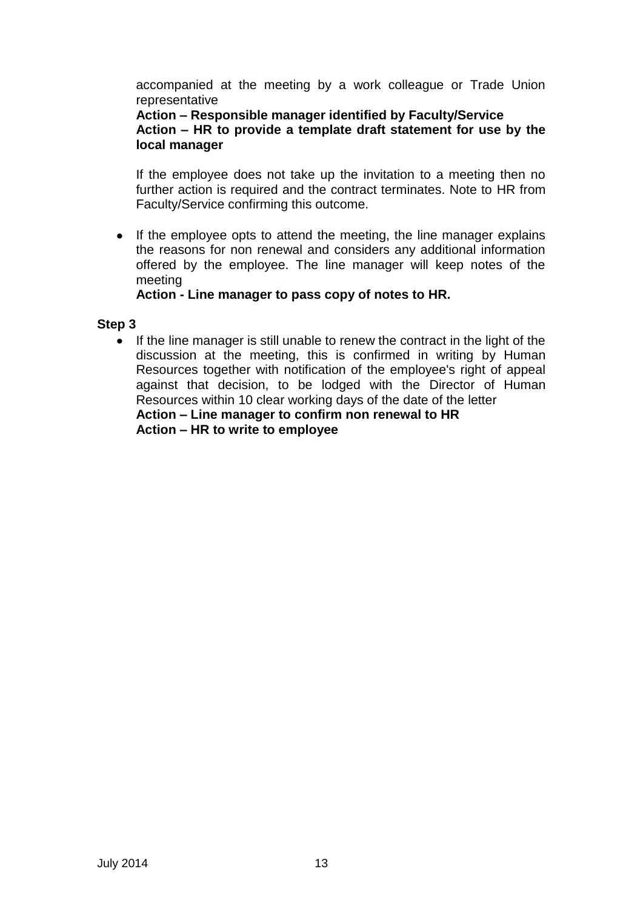accompanied at the meeting by a work colleague or Trade Union representative
**Action – Responsible manager identified by Faculty/Service**
**Action – HR to provide a template draft statement for use by the local manager**

If the employee does not take up the invitation to a meeting then no further action is required and the contract terminates. Note to HR from Faculty/Service confirming this outcome.

- If the employee opts to attend the meeting, the line manager explains the reasons for non renewal and considers any additional information offered by the employee. The line manager will keep notes of the meeting
  **Action - Line manager to pass copy of notes to HR.**

**Step 3**

- If the line manager is still unable to renew the contract in the light of the discussion at the meeting, this is confirmed in writing by Human Resources together with notification of the employee's right of appeal against that decision, to be lodged with the Director of Human Resources within 10 clear working days of the date of the letter
  **Action – Line manager to confirm non renewal to HR**
  **Action – HR to write to employee**